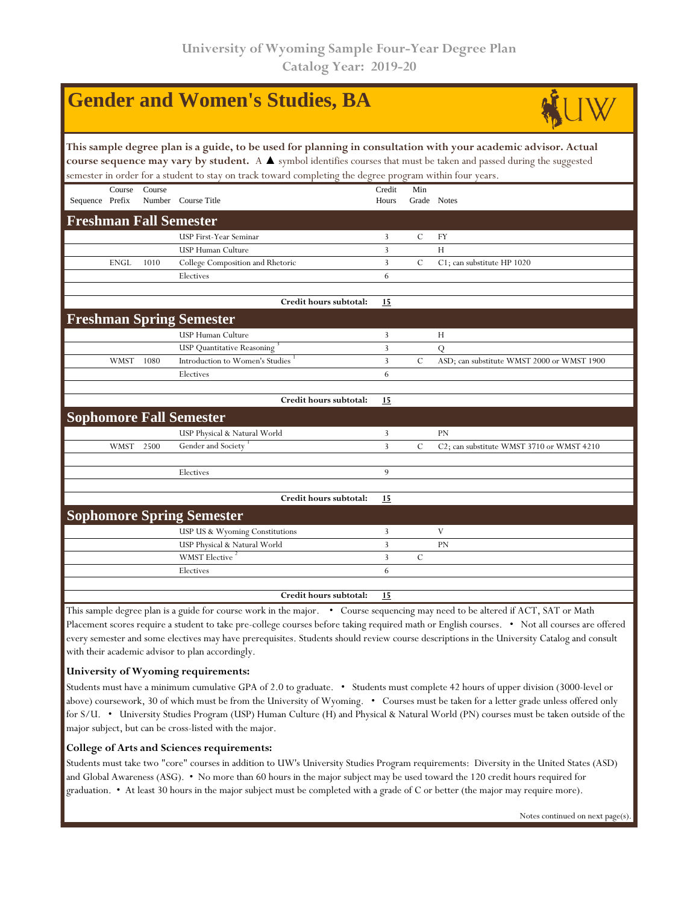University of Wyoming Sample Four-Year Degree Plan
Catalog Year: 2019-20

# Gender and Women's Studies, BA

**This sample degree plan is a guide, to be used for planning in consultation with your academic advisor. Actual course sequence may vary by student.** A ▲ symbol identifies courses that must be taken and passed during the suggested semester in order for a student to stay on track toward completing the degree program within four years.

| Sequence | Course Prefix | Course Number | Course Title | Credit Hours | Min Grade | Notes |
|---|---|---|---|---|---|---|
| **Freshman Fall Semester** | | | | | | |
| | | | USP First-Year Seminar | 3 | C | FY |
| | | | USP Human Culture | 3 | | H |
| | ENGL | 1010 | College Composition and Rhetoric | 3 | C | C1; can substitute HP 1020 |
| | | | Electives | 6 | | |
| | | | **Credit hours subtotal:** | **15** | | |
| **Freshman Spring Semester** | | | | | | |
| | | | USP Human Culture | 3 | | H |
| | | | USP Quantitative Reasoning [3] | 3 | | Q |
| | WMST | 1080 | Introduction to Women's Studies [1] | 3 | C | ASD; can substitute WMST 2000 or WMST 1900 |
| | | | Electives | 6 | | |
| | | | **Credit hours subtotal:** | **15** | | |
| **Sophomore Fall Semester** | | | | | | |
| | | | USP Physical & Natural World | 3 | | PN |
| | WMST | 2500 | Gender and Society [1] | 3 | C | C2; can substitute WMST 3710 or WMST 4210 |
| | | | Electives | 9 | | |
| | | | **Credit hours subtotal:** | **15** | | |
| **Sophomore Spring Semester** | | | | | | |
| | | | USP US & Wyoming Constitutions | 3 | | V |
| | | | USP Physical & Natural World | 3 | | PN |
| | | | WMST Elective [2] | 3 | C | |
| | | | Electives | 6 | | |
| | | | **Credit hours subtotal:** | **15** | | |

This sample degree plan is a guide for course work in the major. • Course sequencing may need to be altered if ACT, SAT or Math Placement scores require a student to take pre-college courses before taking required math or English courses. • Not all courses are offered every semester and some electives may have prerequisites. Students should review course descriptions in the University Catalog and consult with their academic advisor to plan accordingly.

### University of Wyoming requirements:

Students must have a minimum cumulative GPA of 2.0 to graduate. • Students must complete 42 hours of upper division (3000-level or above) coursework, 30 of which must be from the University of Wyoming. • Courses must be taken for a letter grade unless offered only for S/U. • University Studies Program (USP) Human Culture (H) and Physical & Natural World (PN) courses must be taken outside of the major subject, but can be cross-listed with the major.

### College of Arts and Sciences requirements:

Students must take two "core" courses in addition to UW's University Studies Program requirements: Diversity in the United States (ASD) and Global Awareness (ASG). • No more than 60 hours in the major subject may be used toward the 120 credit hours required for graduation. • At least 30 hours in the major subject must be completed with a grade of C or better (the major may require more).

Notes continued on next page(s).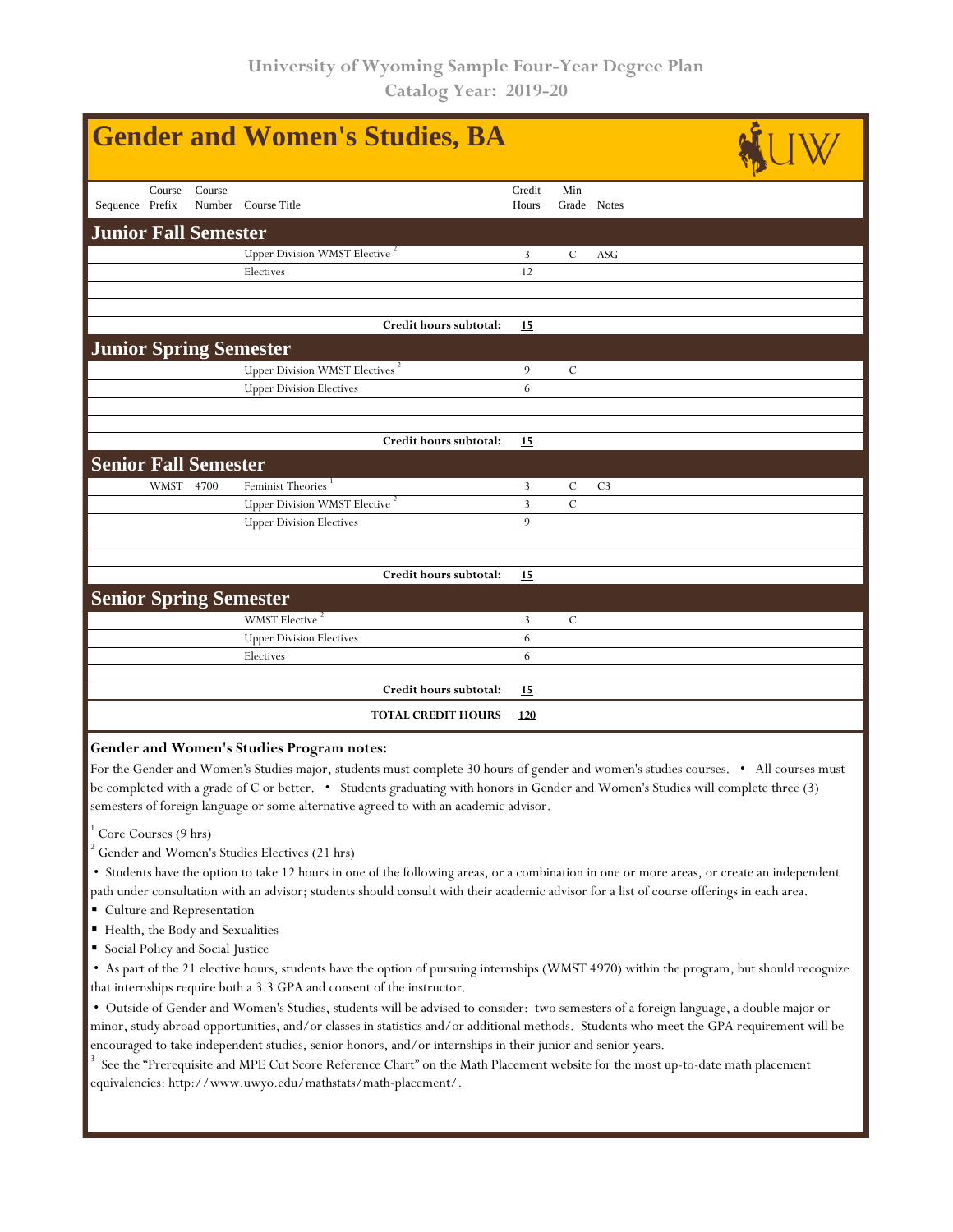University of Wyoming Sample Four-Year Degree Plan
Catalog Year: 2019-20

# Gender and Women's Studies, BA

| Sequence | Course Prefix | Course Number | Course Title | Credit Hours | Min Grade | Notes |
|---|---|---|---|---|---|---|
| **Junior Fall Semester** | | | | | | |
| | | | Upper Division WMST Elective [2] | 3 | C | ASG |
| | | | Electives | 12 | | |
| | | | | | | |
| | | | | | | |
| | | | **Credit hours subtotal:** | **15** | | |
| **Junior Spring Semester** | | | | | | |
| | | | Upper Division WMST Electives [2] | 9 | C | |
| | | | Upper Division Electives | 6 | | |
| | | | | | | |
| | | | | | | |
| | | | **Credit hours subtotal:** | **15** | | |
| **Senior Fall Semester** | | | | | | |
| | WMST | 4700 | Feminist Theories [1] | 3 | C | C3 |
| | | | Upper Division WMST Elective [2] | 3 | C | |
| | | | Upper Division Electives | 9 | | |
| | | | | | | |
| | | | | | | |
| | | | **Credit hours subtotal:** | **15** | | |
| **Senior Spring Semester** | | | | | | |
| | | | WMST Elective [2] | 3 | C | |
| | | | Upper Division Electives | 6 | | |
| | | | Electives | 6 | | |
| | | | | | | |
| | | | **Credit hours subtotal:** | **15** | | |
| | | | **TOTAL CREDIT HOURS** | **120** | | |

**Gender and Women's Studies Program notes:**

For the Gender and Women's Studies major, students must complete 30 hours of gender and women's studies courses. • All courses must be completed with a grade of C or better. • Students graduating with honors in Gender and Women's Studies will complete three (3) semesters of foreign language or some alternative agreed to with an academic advisor.

[1] Core Courses (9 hrs)

[2] Gender and Women's Studies Electives (21 hrs)

• Students have the option to take 12 hours in one of the following areas, or a combination in one or more areas, or create an independent path under consultation with an advisor; students should consult with their academic advisor for a list of course offerings in each area.

- Culture and Representation
- Health, the Body and Sexualities
- Social Policy and Social Justice

• As part of the 21 elective hours, students have the option of pursuing internships (WMST 4970) within the program, but should recognize that internships require both a 3.3 GPA and consent of the instructor.

• Outside of Gender and Women's Studies, students will be advised to consider: two semesters of a foreign language, a double major or minor, study abroad opportunities, and/or classes in statistics and/or additional methods. Students who meet the GPA requirement will be encouraged to take independent studies, senior honors, and/or internships in their junior and senior years.

[3] See the "Prerequisite and MPE Cut Score Reference Chart" on the Math Placement website for the most up-to-date math placement equivalencies: http://www.uwyo.edu/mathstats/math-placement/.